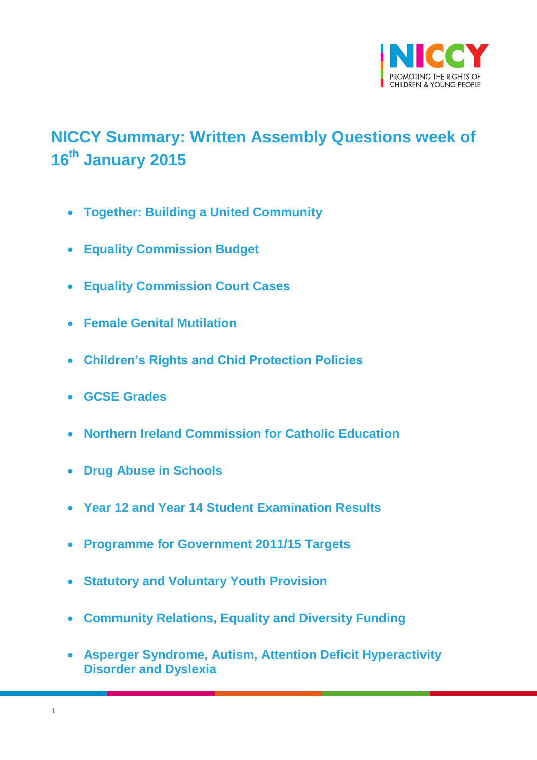# NICCY Summary: Written Assembly Questions week of 16th January 2015

- **Together: Building a United Community**
- **Equality Commission Budget**
- **Equality Commission Court Cases**
- **Female Genital Mutilation**
- **Children's Rights and Chid Protection Policies**
- **GCSE Grades**
- **Northern Ireland Commission for Catholic Education**
- **Drug Abuse in Schools**
- **Year 12 and Year 14 Student Examination Results**
- **Programme for Government 2011/15 Targets**
- **Statutory and Voluntary Youth Provision**
- **Community Relations, Equality and Diversity Funding**
- **Asperger Syndrome, Autism, Attention Deficit Hyperactivity Disorder and Dyslexia**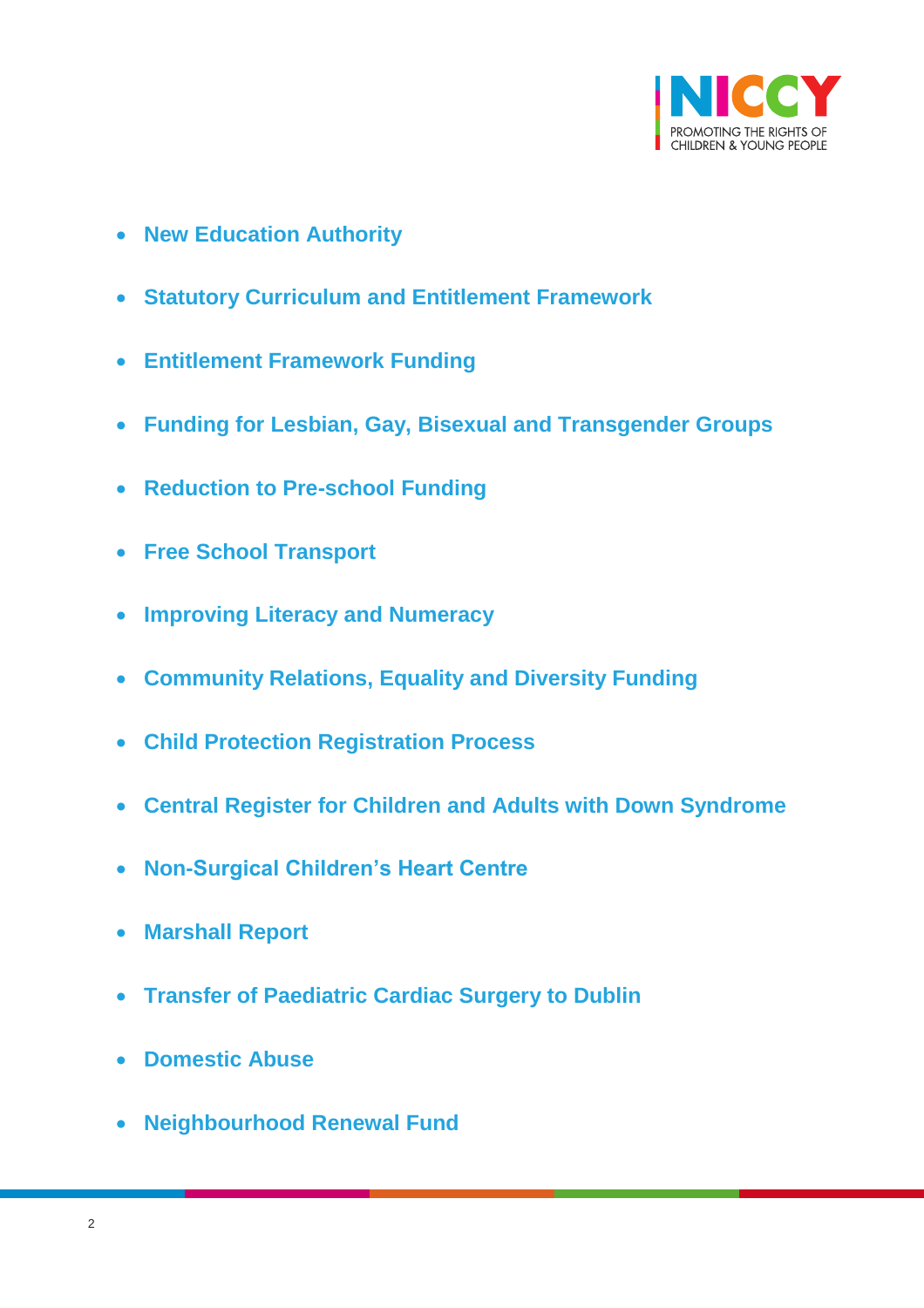- **New Education Authority**
- **Statutory Curriculum and Entitlement Framework**
- **Entitlement Framework Funding**
- **Funding for Lesbian, Gay, Bisexual and Transgender Groups**
- **Reduction to Pre-school Funding**
- **Free School Transport**
- **Improving Literacy and Numeracy**
- **Community Relations, Equality and Diversity Funding**
- **Child Protection Registration Process**
- **Central Register for Children and Adults with Down Syndrome**
- **Non-Surgical Children's Heart Centre**
- **Marshall Report**
- **Transfer of Paediatric Cardiac Surgery to Dublin**
- **Domestic Abuse**
- **Neighbourhood Renewal Fund**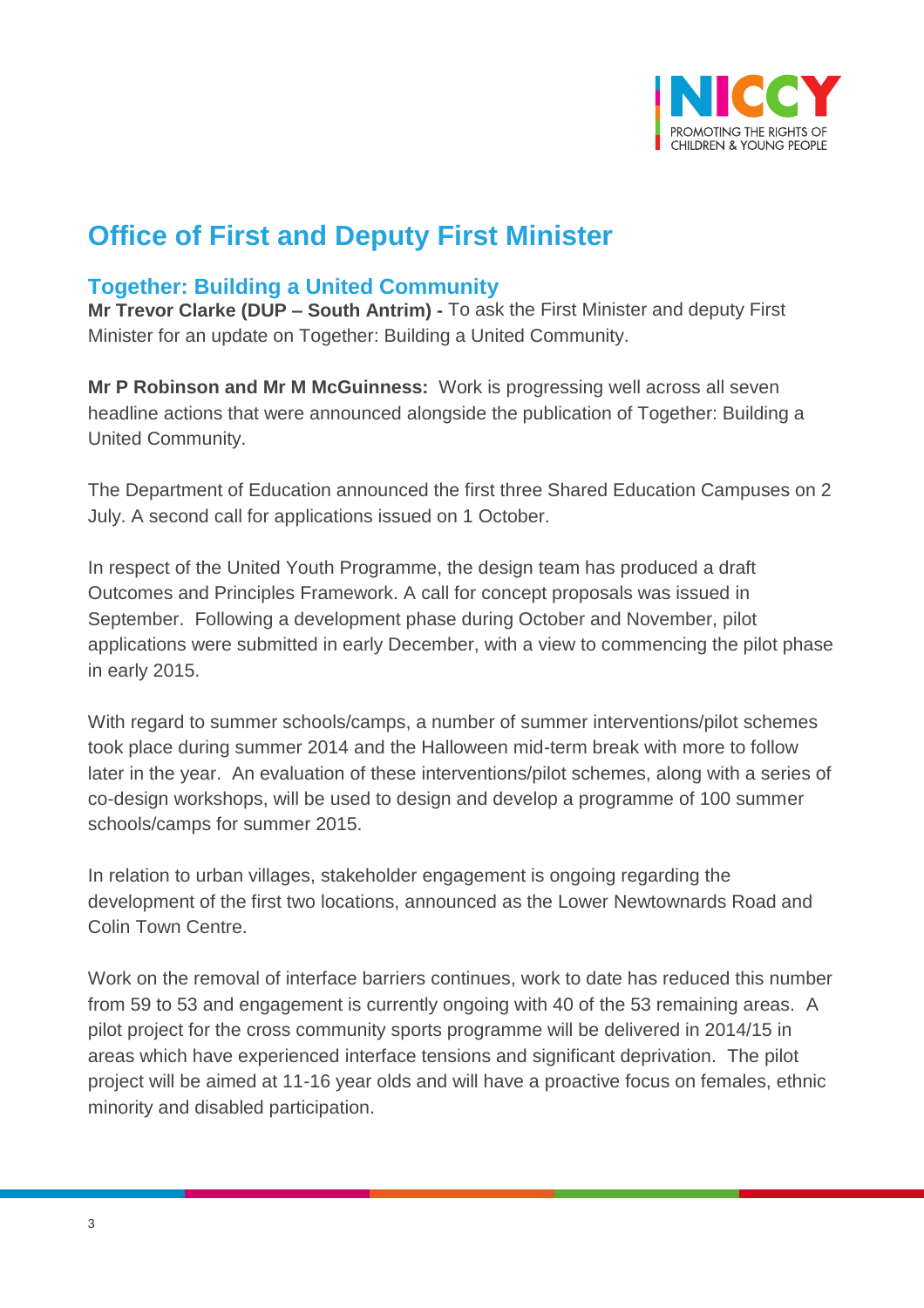# Office of First and Deputy First Minister

## Together: Building a United Community

**Mr Trevor Clarke (DUP – South Antrim) -** To ask the First Minister and deputy First Minister for an update on Together: Building a United Community.

**Mr P Robinson and Mr M McGuinness:** Work is progressing well across all seven headline actions that were announced alongside the publication of Together: Building a United Community.

The Department of Education announced the first three Shared Education Campuses on 2 July. A second call for applications issued on 1 October.

In respect of the United Youth Programme, the design team has produced a draft Outcomes and Principles Framework. A call for concept proposals was issued in September. Following a development phase during October and November, pilot applications were submitted in early December, with a view to commencing the pilot phase in early 2015.

With regard to summer schools/camps, a number of summer interventions/pilot schemes took place during summer 2014 and the Halloween mid-term break with more to follow later in the year. An evaluation of these interventions/pilot schemes, along with a series of co-design workshops, will be used to design and develop a programme of 100 summer schools/camps for summer 2015.

In relation to urban villages, stakeholder engagement is ongoing regarding the development of the first two locations, announced as the Lower Newtownards Road and Colin Town Centre.

Work on the removal of interface barriers continues, work to date has reduced this number from 59 to 53 and engagement is currently ongoing with 40 of the 53 remaining areas. A pilot project for the cross community sports programme will be delivered in 2014/15 in areas which have experienced interface tensions and significant deprivation. The pilot project will be aimed at 11-16 year olds and will have a proactive focus on females, ethnic minority and disabled participation.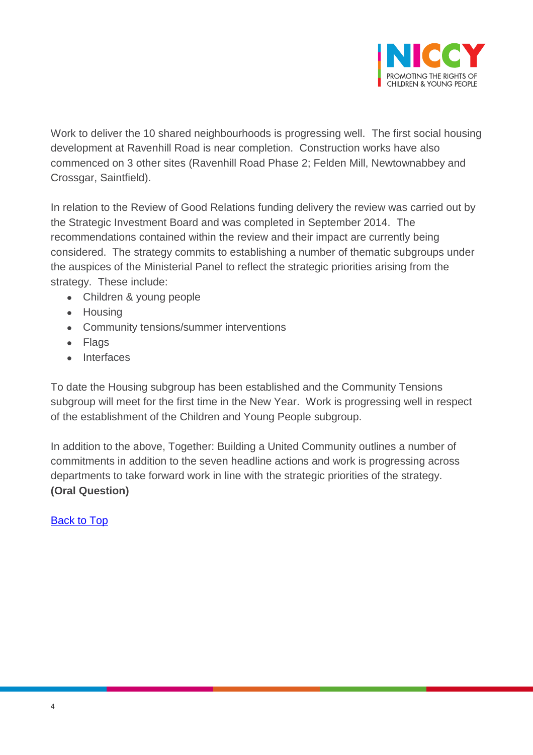Work to deliver the 10 shared neighbourhoods is progressing well. The first social housing development at Ravenhill Road is near completion. Construction works have also commenced on 3 other sites (Ravenhill Road Phase 2; Felden Mill, Newtownabbey and Crossgar, Saintfield).

In relation to the Review of Good Relations funding delivery the review was carried out by the Strategic Investment Board and was completed in September 2014. The recommendations contained within the review and their impact are currently being considered. The strategy commits to establishing a number of thematic subgroups under the auspices of the Ministerial Panel to reflect the strategic priorities arising from the strategy. These include:

- Children & young people
- Housing
- Community tensions/summer interventions
- Flags
- Interfaces

To date the Housing subgroup has been established and the Community Tensions subgroup will meet for the first time in the New Year. Work is progressing well in respect of the establishment of the Children and Young People subgroup.

In addition to the above, Together: Building a United Community outlines a number of commitments in addition to the seven headline actions and work is progressing across departments to take forward work in line with the strategic priorities of the strategy. **(Oral Question)**

Back to Top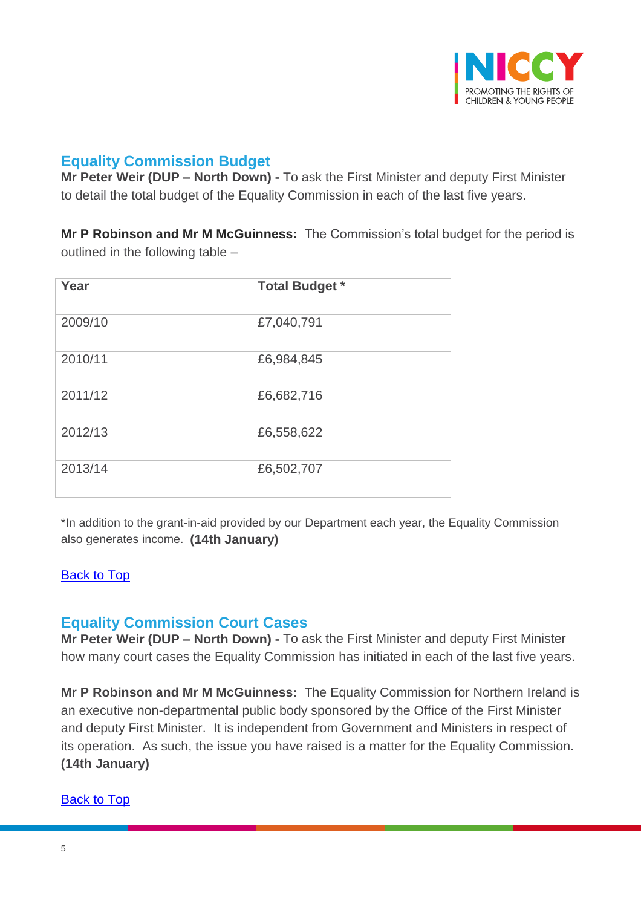## Equality Commission Budget

**Mr Peter Weir (DUP – North Down) -** To ask the First Minister and deputy First Minister to detail the total budget of the Equality Commission in each of the last five years.

**Mr P Robinson and Mr M McGuinness:** The Commission's total budget for the period is outlined in the following table –

| Year | Total Budget * |
|---|---|
| 2009/10 | £7,040,791 |
| 2010/11 | £6,984,845 |
| 2011/12 | £6,682,716 |
| 2012/13 | £6,558,622 |
| 2013/14 | £6,502,707 |

*In addition to the grant-in-aid provided by our Department each year, the Equality Commission also generates income. **(14th January)**

Back to Top

## Equality Commission Court Cases

**Mr Peter Weir (DUP – North Down) -** To ask the First Minister and deputy First Minister how many court cases the Equality Commission has initiated in each of the last five years.

**Mr P Robinson and Mr M McGuinness:** The Equality Commission for Northern Ireland is an executive non-departmental public body sponsored by the Office of the First Minister and deputy First Minister. It is independent from Government and Ministers in respect of its operation. As such, the issue you have raised is a matter for the Equality Commission. **(14th January)**

Back to Top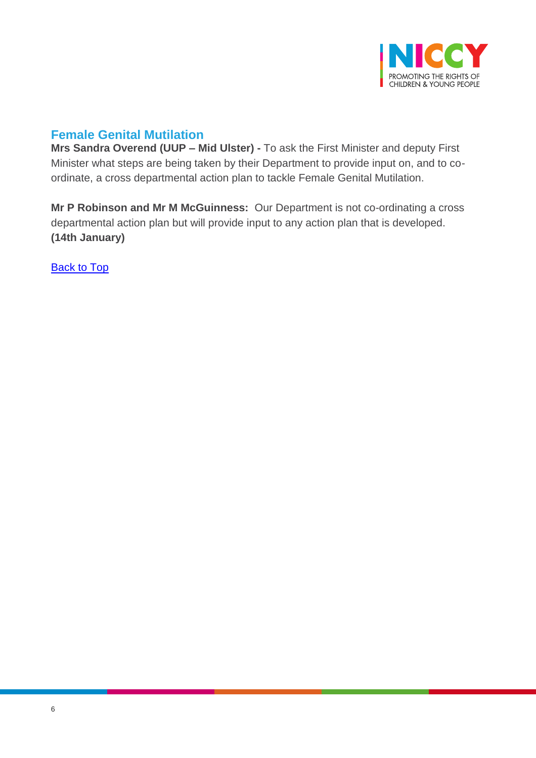## Female Genital Mutilation

**Mrs Sandra Overend (UUP – Mid Ulster) -** To ask the First Minister and deputy First Minister what steps are being taken by their Department to provide input on, and to co-ordinate, a cross departmental action plan to tackle Female Genital Mutilation.

**Mr P Robinson and Mr M McGuinness:** Our Department is not co-ordinating a cross departmental action plan but will provide input to any action plan that is developed. **(14th January)**

Back to Top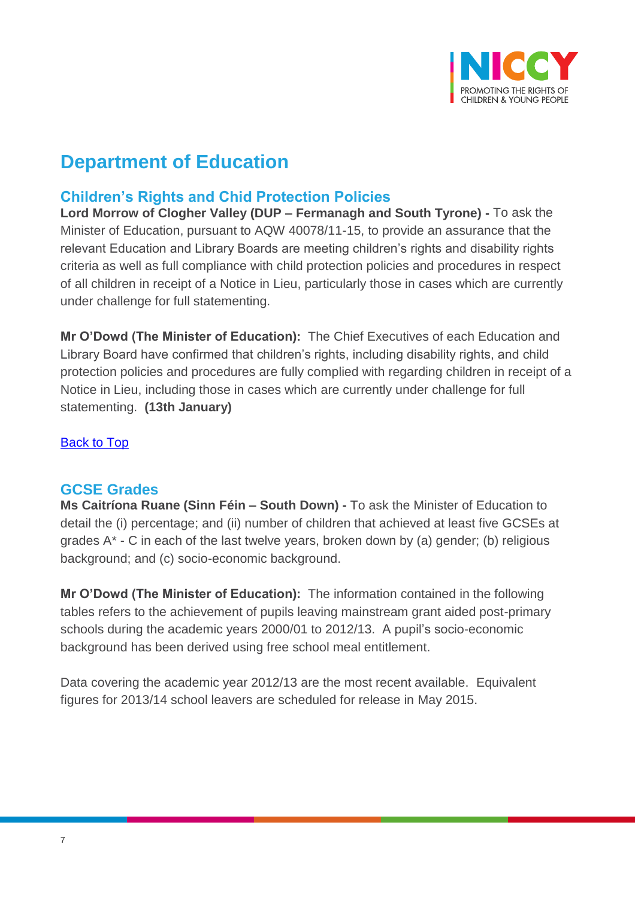## Department of Education

### Children's Rights and Chid Protection Policies

**Lord Morrow of Clogher Valley (DUP – Fermanagh and South Tyrone) -** To ask the Minister of Education, pursuant to AQW 40078/11-15, to provide an assurance that the relevant Education and Library Boards are meeting children's rights and disability rights criteria as well as full compliance with child protection policies and procedures in respect of all children in receipt of a Notice in Lieu, particularly those in cases which are currently under challenge for full statementing.

**Mr O'Dowd (The Minister of Education):** The Chief Executives of each Education and Library Board have confirmed that children's rights, including disability rights, and child protection policies and procedures are fully complied with regarding children in receipt of a Notice in Lieu, including those in cases which are currently under challenge for full statementing. **(13th January)**

Back to Top

### GCSE Grades

**Ms Caitríona Ruane (Sinn Féin – South Down) -** To ask the Minister of Education to detail the (i) percentage; and (ii) number of children that achieved at least five GCSEs at grades A* - C in each of the last twelve years, broken down by (a) gender; (b) religious background; and (c) socio-economic background.

**Mr O'Dowd (The Minister of Education):** The information contained in the following tables refers to the achievement of pupils leaving mainstream grant aided post-primary schools during the academic years 2000/01 to 2012/13. A pupil's socio-economic background has been derived using free school meal entitlement.

Data covering the academic year 2012/13 are the most recent available. Equivalent figures for 2013/14 school leavers are scheduled for release in May 2015.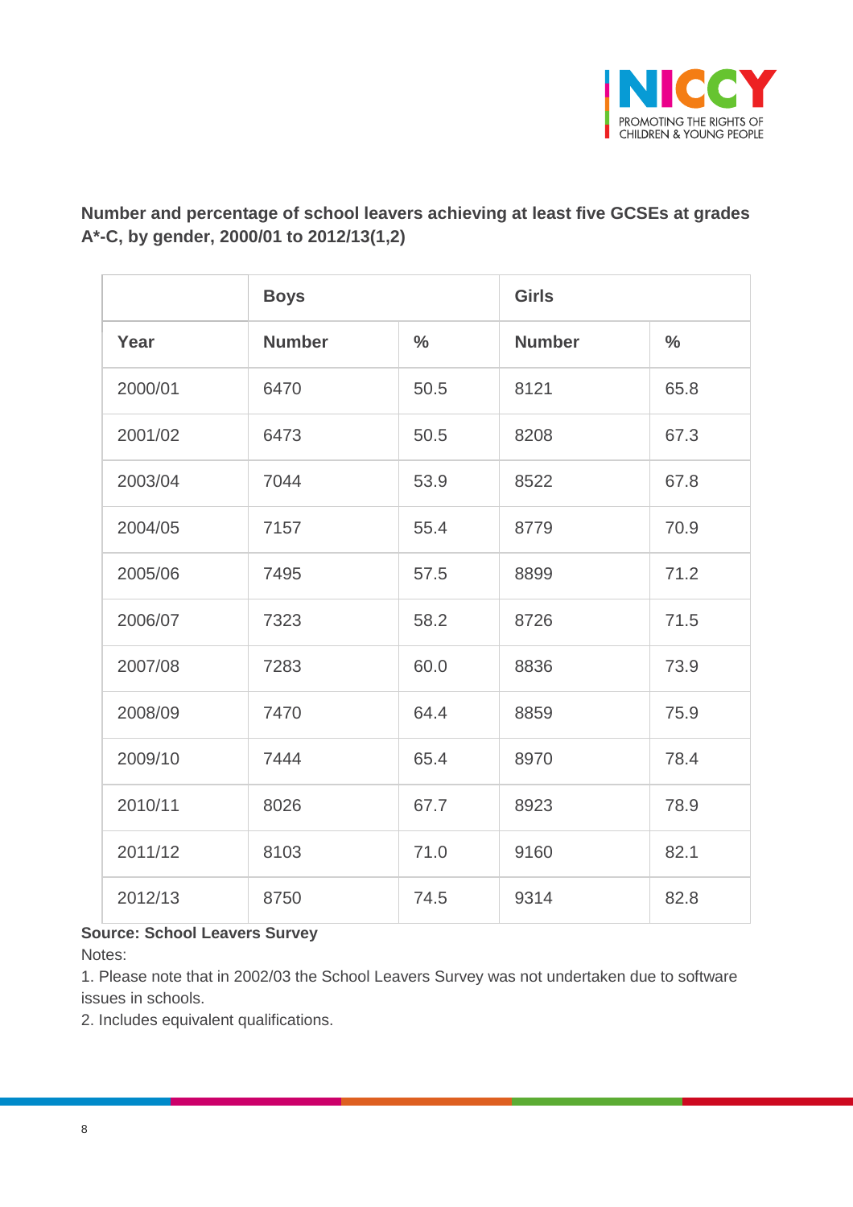**Number and percentage of school leavers achieving at least five GCSEs at grades A*-C, by gender, 2000/01 to 2012/13(1,2)**

| | Boys | | Girls | |
|---|---|---|---|---|
| Year | Number | % | Number | % |
| 2000/01 | 6470 | 50.5 | 8121 | 65.8 |
| 2001/02 | 6473 | 50.5 | 8208 | 67.3 |
| 2003/04 | 7044 | 53.9 | 8522 | 67.8 |
| 2004/05 | 7157 | 55.4 | 8779 | 70.9 |
| 2005/06 | 7495 | 57.5 | 8899 | 71.2 |
| 2006/07 | 7323 | 58.2 | 8726 | 71.5 |
| 2007/08 | 7283 | 60.0 | 8836 | 73.9 |
| 2008/09 | 7470 | 64.4 | 8859 | 75.9 |
| 2009/10 | 7444 | 65.4 | 8970 | 78.4 |
| 2010/11 | 8026 | 67.7 | 8923 | 78.9 |
| 2011/12 | 8103 | 71.0 | 9160 | 82.1 |
| 2012/13 | 8750 | 74.5 | 9314 | 82.8 |

**Source: School Leavers Survey**

Notes:

1. Please note that in 2002/03 the School Leavers Survey was not undertaken due to software issues in schools.
2. Includes equivalent qualifications.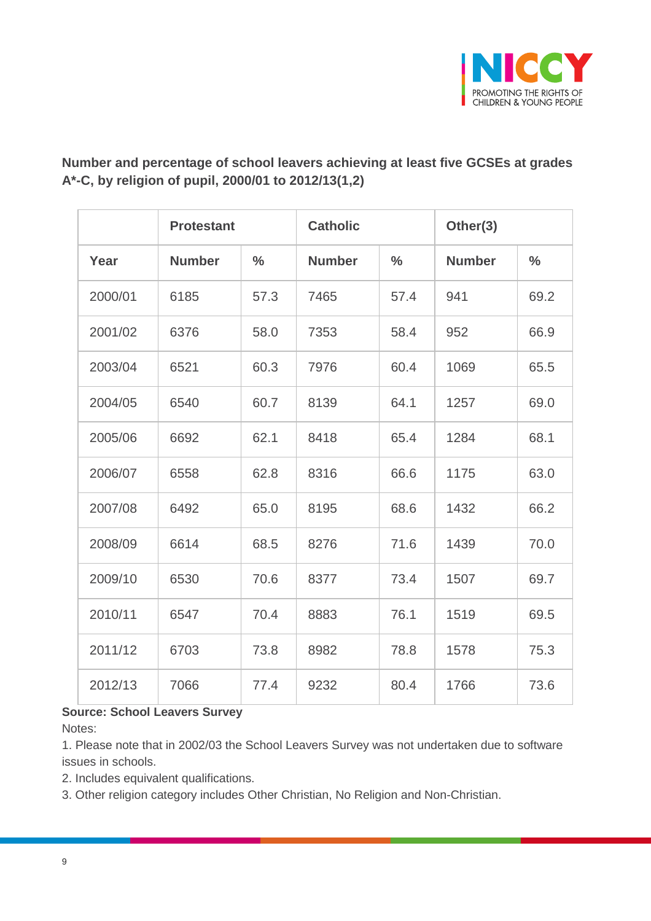**Number and percentage of school leavers achieving at least five GCSEs at grades A*-C, by religion of pupil, 2000/01 to 2012/13(1,2)**

| | Protestant | | Catholic | | Other(3) | |
|---|---|---|---|---|---|---|
| Year | Number | % | Number | % | Number | % |
| 2000/01 | 6185 | 57.3 | 7465 | 57.4 | 941 | 69.2 |
| 2001/02 | 6376 | 58.0 | 7353 | 58.4 | 952 | 66.9 |
| 2003/04 | 6521 | 60.3 | 7976 | 60.4 | 1069 | 65.5 |
| 2004/05 | 6540 | 60.7 | 8139 | 64.1 | 1257 | 69.0 |
| 2005/06 | 6692 | 62.1 | 8418 | 65.4 | 1284 | 68.1 |
| 2006/07 | 6558 | 62.8 | 8316 | 66.6 | 1175 | 63.0 |
| 2007/08 | 6492 | 65.0 | 8195 | 68.6 | 1432 | 66.2 |
| 2008/09 | 6614 | 68.5 | 8276 | 71.6 | 1439 | 70.0 |
| 2009/10 | 6530 | 70.6 | 8377 | 73.4 | 1507 | 69.7 |
| 2010/11 | 6547 | 70.4 | 8883 | 76.1 | 1519 | 69.5 |
| 2011/12 | 6703 | 73.8 | 8982 | 78.8 | 1578 | 75.3 |
| 2012/13 | 7066 | 77.4 | 9232 | 80.4 | 1766 | 73.6 |

**Source: School Leavers Survey**

Notes:

1. Please note that in 2002/03 the School Leavers Survey was not undertaken due to software issues in schools.
2. Includes equivalent qualifications.
3. Other religion category includes Other Christian, No Religion and Non-Christian.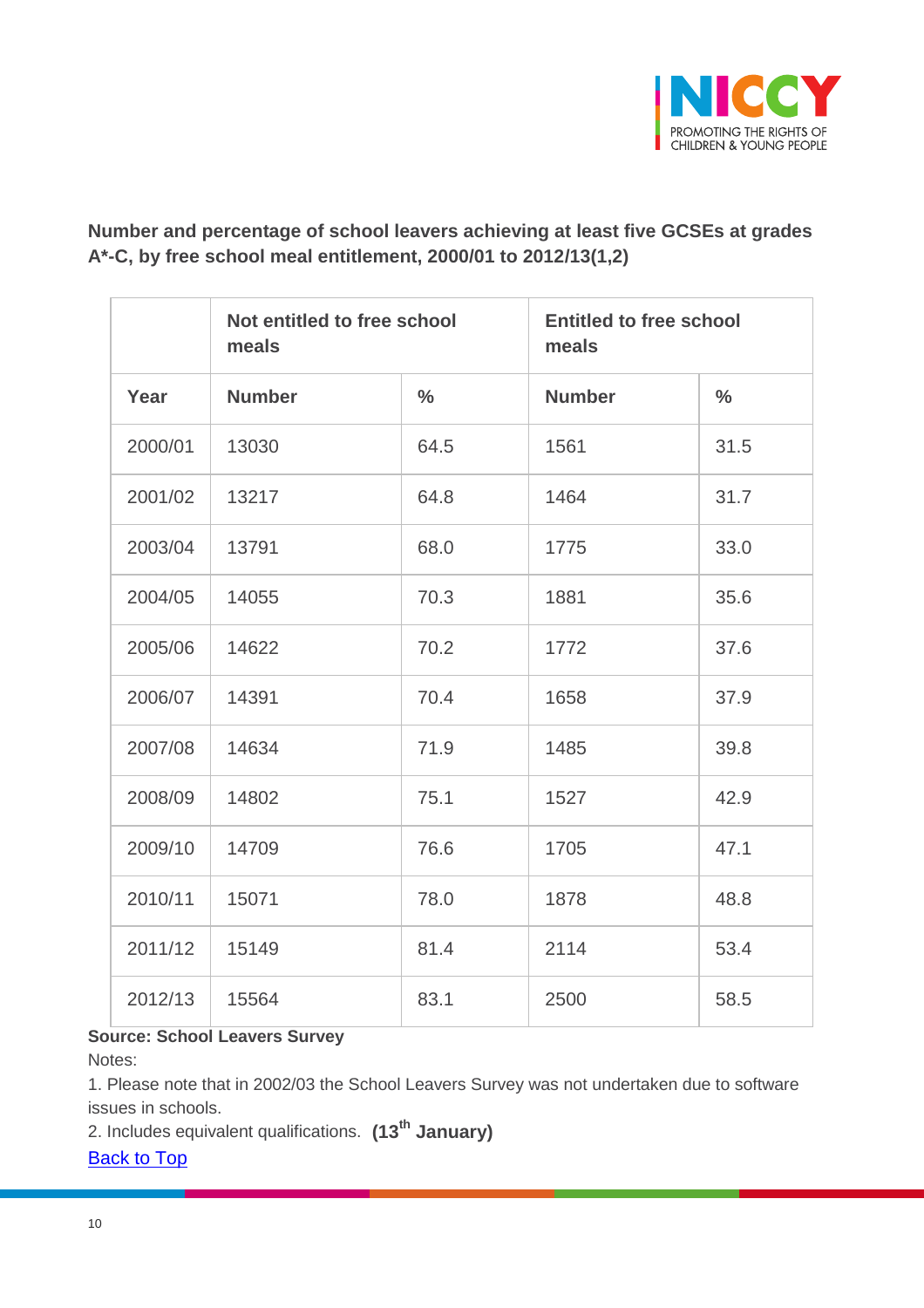**Number and percentage of school leavers achieving at least five GCSEs at grades A*-C, by free school meal entitlement, 2000/01 to 2012/13(1,2)**

| | Not entitled to free school meals | | Entitled to free school meals | |
|---|---|---|---|---|
| **Year** | **Number** | **%** | **Number** | **%** |
| 2000/01 | 13030 | 64.5 | 1561 | 31.5 |
| 2001/02 | 13217 | 64.8 | 1464 | 31.7 |
| 2003/04 | 13791 | 68.0 | 1775 | 33.0 |
| 2004/05 | 14055 | 70.3 | 1881 | 35.6 |
| 2005/06 | 14622 | 70.2 | 1772 | 37.6 |
| 2006/07 | 14391 | 70.4 | 1658 | 37.9 |
| 2007/08 | 14634 | 71.9 | 1485 | 39.8 |
| 2008/09 | 14802 | 75.1 | 1527 | 42.9 |
| 2009/10 | 14709 | 76.6 | 1705 | 47.1 |
| 2010/11 | 15071 | 78.0 | 1878 | 48.8 |
| 2011/12 | 15149 | 81.4 | 2114 | 53.4 |
| 2012/13 | 15564 | 83.1 | 2500 | 58.5 |

**Source: School Leavers Survey**

Notes:

1. Please note that in 2002/03 the School Leavers Survey was not undertaken due to software issues in schools.
2. Includes equivalent qualifications. **(13th January)**

Back to Top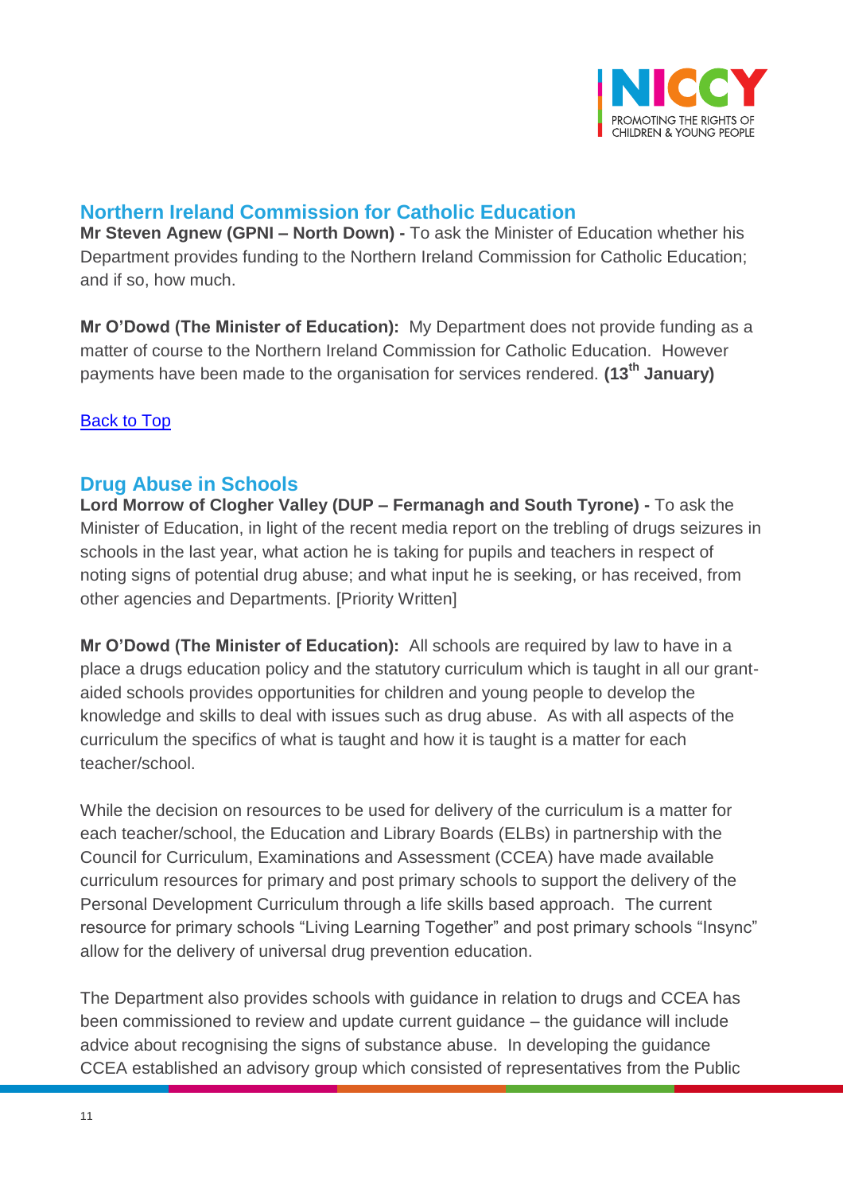## Northern Ireland Commission for Catholic Education

**Mr Steven Agnew (GPNI – North Down) -** To ask the Minister of Education whether his Department provides funding to the Northern Ireland Commission for Catholic Education; and if so, how much.

**Mr O'Dowd (The Minister of Education):** My Department does not provide funding as a matter of course to the Northern Ireland Commission for Catholic Education. However payments have been made to the organisation for services rendered. **(13th January)**

Back to Top

## Drug Abuse in Schools

**Lord Morrow of Clogher Valley (DUP – Fermanagh and South Tyrone) -** To ask the Minister of Education, in light of the recent media report on the trebling of drugs seizures in schools in the last year, what action he is taking for pupils and teachers in respect of noting signs of potential drug abuse; and what input he is seeking, or has received, from other agencies and Departments. [Priority Written]

**Mr O'Dowd (The Minister of Education):** All schools are required by law to have in a place a drugs education policy and the statutory curriculum which is taught in all our grant-aided schools provides opportunities for children and young people to develop the knowledge and skills to deal with issues such as drug abuse. As with all aspects of the curriculum the specifics of what is taught and how it is taught is a matter for each teacher/school.

While the decision on resources to be used for delivery of the curriculum is a matter for each teacher/school, the Education and Library Boards (ELBs) in partnership with the Council for Curriculum, Examinations and Assessment (CCEA) have made available curriculum resources for primary and post primary schools to support the delivery of the Personal Development Curriculum through a life skills based approach. The current resource for primary schools "Living Learning Together" and post primary schools "Insync" allow for the delivery of universal drug prevention education.

The Department also provides schools with guidance in relation to drugs and CCEA has been commissioned to review and update current guidance – the guidance will include advice about recognising the signs of substance abuse. In developing the guidance CCEA established an advisory group which consisted of representatives from the Public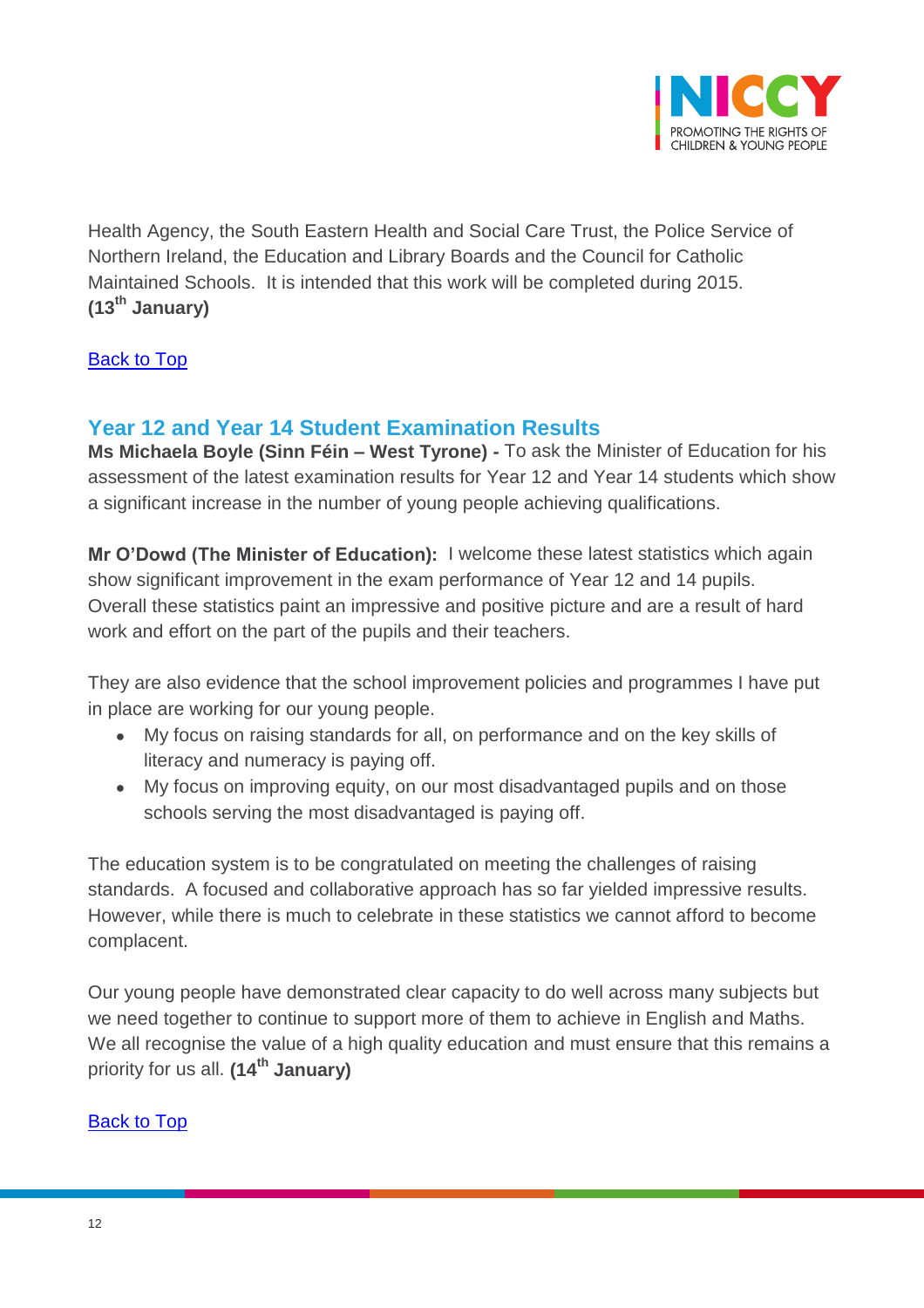Health Agency, the South Eastern Health and Social Care Trust, the Police Service of Northern Ireland, the Education and Library Boards and the Council for Catholic Maintained Schools. It is intended that this work will be completed during 2015. **(13th January)**

Back to Top

## Year 12 and Year 14 Student Examination Results

**Ms Michaela Boyle (Sinn Féin – West Tyrone) -** To ask the Minister of Education for his assessment of the latest examination results for Year 12 and Year 14 students which show a significant increase in the number of young people achieving qualifications.

**Mr O'Dowd (The Minister of Education):** I welcome these latest statistics which again show significant improvement in the exam performance of Year 12 and 14 pupils. Overall these statistics paint an impressive and positive picture and are a result of hard work and effort on the part of the pupils and their teachers.

They are also evidence that the school improvement policies and programmes I have put in place are working for our young people.

- My focus on raising standards for all, on performance and on the key skills of literacy and numeracy is paying off.
- My focus on improving equity, on our most disadvantaged pupils and on those schools serving the most disadvantaged is paying off.

The education system is to be congratulated on meeting the challenges of raising standards. A focused and collaborative approach has so far yielded impressive results. However, while there is much to celebrate in these statistics we cannot afford to become complacent.

Our young people have demonstrated clear capacity to do well across many subjects but we need together to continue to support more of them to achieve in English and Maths. We all recognise the value of a high quality education and must ensure that this remains a priority for us all. **(14th January)**

Back to Top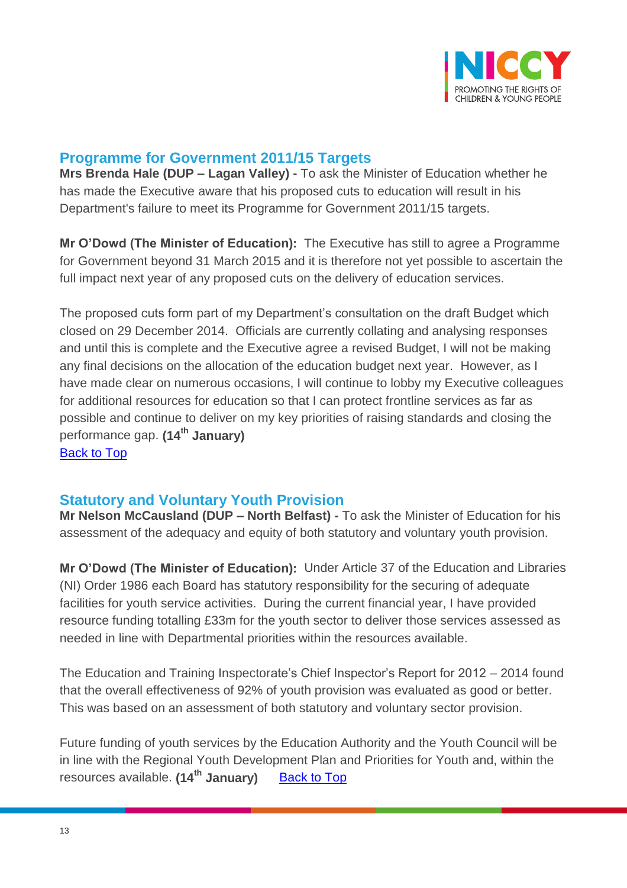## Programme for Government 2011/15 Targets

**Mrs Brenda Hale (DUP – Lagan Valley) -** To ask the Minister of Education whether he has made the Executive aware that his proposed cuts to education will result in his Department's failure to meet its Programme for Government 2011/15 targets.

**Mr O'Dowd (The Minister of Education):** The Executive has still to agree a Programme for Government beyond 31 March 2015 and it is therefore not yet possible to ascertain the full impact next year of any proposed cuts on the delivery of education services.

The proposed cuts form part of my Department's consultation on the draft Budget which closed on 29 December 2014. Officials are currently collating and analysing responses and until this is complete and the Executive agree a revised Budget, I will not be making any final decisions on the allocation of the education budget next year. However, as I have made clear on numerous occasions, I will continue to lobby my Executive colleagues for additional resources for education so that I can protect frontline services as far as possible and continue to deliver on my key priorities of raising standards and closing the performance gap. **(14th January)**

Back to Top

## Statutory and Voluntary Youth Provision

**Mr Nelson McCausland (DUP – North Belfast) -** To ask the Minister of Education for his assessment of the adequacy and equity of both statutory and voluntary youth provision.

**Mr O'Dowd (The Minister of Education):** Under Article 37 of the Education and Libraries (NI) Order 1986 each Board has statutory responsibility for the securing of adequate facilities for youth service activities. During the current financial year, I have provided resource funding totalling £33m for the youth sector to deliver those services assessed as needed in line with Departmental priorities within the resources available.

The Education and Training Inspectorate's Chief Inspector's Report for 2012 – 2014 found that the overall effectiveness of 92% of youth provision was evaluated as good or better. This was based on an assessment of both statutory and voluntary sector provision.

Future funding of youth services by the Education Authority and the Youth Council will be in line with the Regional Youth Development Plan and Priorities for Youth and, within the resources available. **(14th January)** Back to Top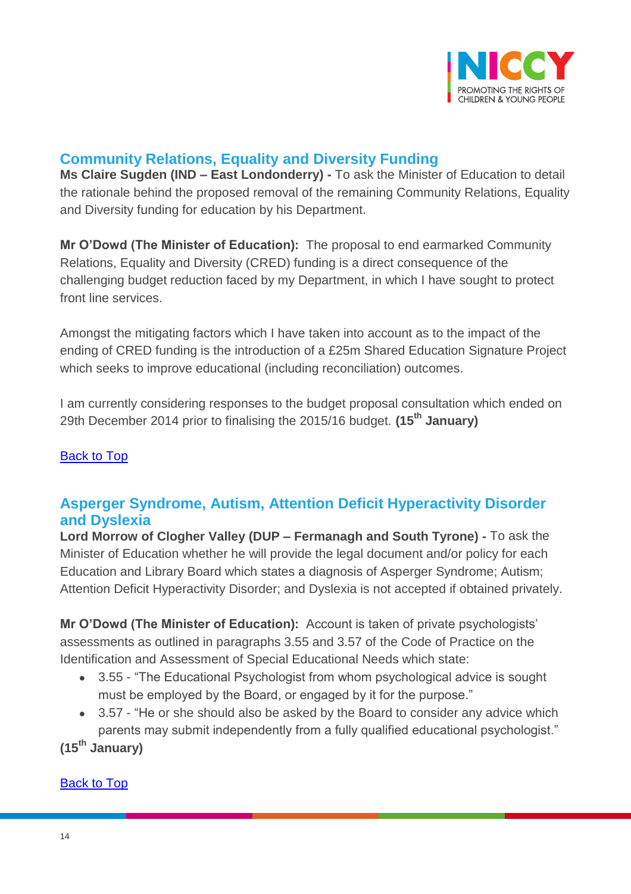## Community Relations, Equality and Diversity Funding

**Ms Claire Sugden (IND – East Londonderry) -** To ask the Minister of Education to detail the rationale behind the proposed removal of the remaining Community Relations, Equality and Diversity funding for education by his Department.

**Mr O'Dowd (The Minister of Education):** The proposal to end earmarked Community Relations, Equality and Diversity (CRED) funding is a direct consequence of the challenging budget reduction faced by my Department, in which I have sought to protect front line services.

Amongst the mitigating factors which I have taken into account as to the impact of the ending of CRED funding is the introduction of a £25m Shared Education Signature Project which seeks to improve educational (including reconciliation) outcomes.

I am currently considering responses to the budget proposal consultation which ended on 29th December 2014 prior to finalising the 2015/16 budget. **(15th January)**

Back to Top

## Asperger Syndrome, Autism, Attention Deficit Hyperactivity Disorder and Dyslexia

**Lord Morrow of Clogher Valley (DUP – Fermanagh and South Tyrone) -** To ask the Minister of Education whether he will provide the legal document and/or policy for each Education and Library Board which states a diagnosis of Asperger Syndrome; Autism; Attention Deficit Hyperactivity Disorder; and Dyslexia is not accepted if obtained privately.

**Mr O'Dowd (The Minister of Education):** Account is taken of private psychologists' assessments as outlined in paragraphs 3.55 and 3.57 of the Code of Practice on the Identification and Assessment of Special Educational Needs which state:

- 3.55 - "The Educational Psychologist from whom psychological advice is sought must be employed by the Board, or engaged by it for the purpose."
- 3.57 - "He or she should also be asked by the Board to consider any advice which parents may submit independently from a fully qualified educational psychologist."

**(15th January)**

Back to Top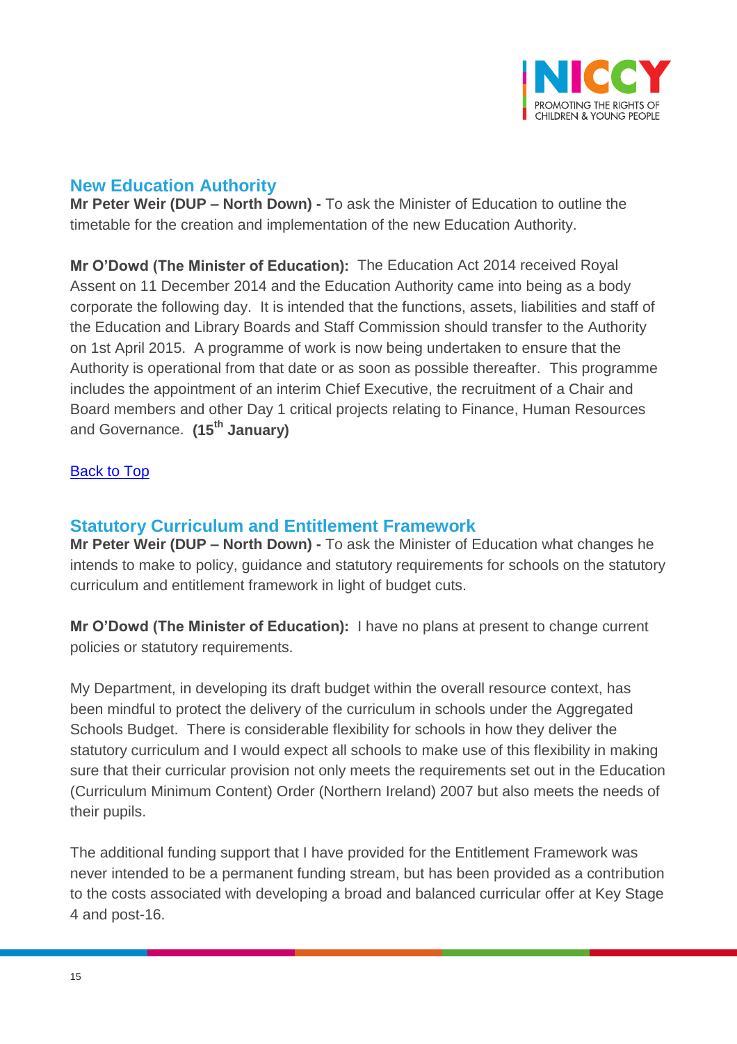## New Education Authority

**Mr Peter Weir (DUP – North Down) -** To ask the Minister of Education to outline the timetable for the creation and implementation of the new Education Authority.

**Mr O'Dowd (The Minister of Education):** The Education Act 2014 received Royal Assent on 11 December 2014 and the Education Authority came into being as a body corporate the following day. It is intended that the functions, assets, liabilities and staff of the Education and Library Boards and Staff Commission should transfer to the Authority on 1st April 2015. A programme of work is now being undertaken to ensure that the Authority is operational from that date or as soon as possible thereafter. This programme includes the appointment of an interim Chief Executive, the recruitment of a Chair and Board members and other Day 1 critical projects relating to Finance, Human Resources and Governance. **(15th January)**

Back to Top

## Statutory Curriculum and Entitlement Framework

**Mr Peter Weir (DUP – North Down) -** To ask the Minister of Education what changes he intends to make to policy, guidance and statutory requirements for schools on the statutory curriculum and entitlement framework in light of budget cuts.

**Mr O'Dowd (The Minister of Education):** I have no plans at present to change current policies or statutory requirements.

My Department, in developing its draft budget within the overall resource context, has been mindful to protect the delivery of the curriculum in schools under the Aggregated Schools Budget. There is considerable flexibility for schools in how they deliver the statutory curriculum and I would expect all schools to make use of this flexibility in making sure that their curricular provision not only meets the requirements set out in the Education (Curriculum Minimum Content) Order (Northern Ireland) 2007 but also meets the needs of their pupils.

The additional funding support that I have provided for the Entitlement Framework was never intended to be a permanent funding stream, but has been provided as a contribution to the costs associated with developing a broad and balanced curricular offer at Key Stage 4 and post-16.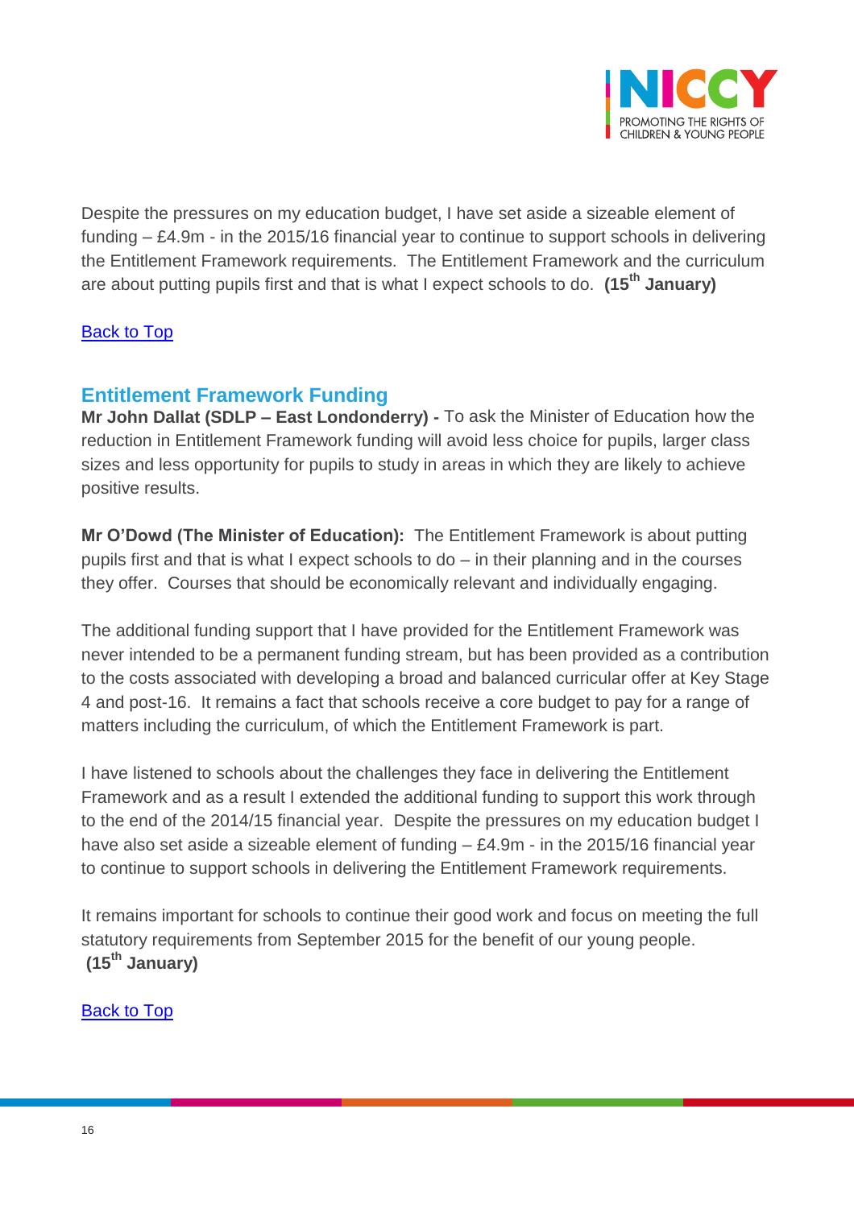Despite the pressures on my education budget, I have set aside a sizeable element of funding – £4.9m - in the 2015/16 financial year to continue to support schools in delivering the Entitlement Framework requirements. The Entitlement Framework and the curriculum are about putting pupils first and that is what I expect schools to do. **(15th January)**

Back to Top

## Entitlement Framework Funding

**Mr John Dallat (SDLP – East Londonderry) -** To ask the Minister of Education how the reduction in Entitlement Framework funding will avoid less choice for pupils, larger class sizes and less opportunity for pupils to study in areas in which they are likely to achieve positive results.

**Mr O'Dowd (The Minister of Education):** The Entitlement Framework is about putting pupils first and that is what I expect schools to do – in their planning and in the courses they offer. Courses that should be economically relevant and individually engaging.

The additional funding support that I have provided for the Entitlement Framework was never intended to be a permanent funding stream, but has been provided as a contribution to the costs associated with developing a broad and balanced curricular offer at Key Stage 4 and post-16. It remains a fact that schools receive a core budget to pay for a range of matters including the curriculum, of which the Entitlement Framework is part.

I have listened to schools about the challenges they face in delivering the Entitlement Framework and as a result I extended the additional funding to support this work through to the end of the 2014/15 financial year. Despite the pressures on my education budget I have also set aside a sizeable element of funding – £4.9m - in the 2015/16 financial year to continue to support schools in delivering the Entitlement Framework requirements.

It remains important for schools to continue their good work and focus on meeting the full statutory requirements from September 2015 for the benefit of our young people. **(15th January)**

Back to Top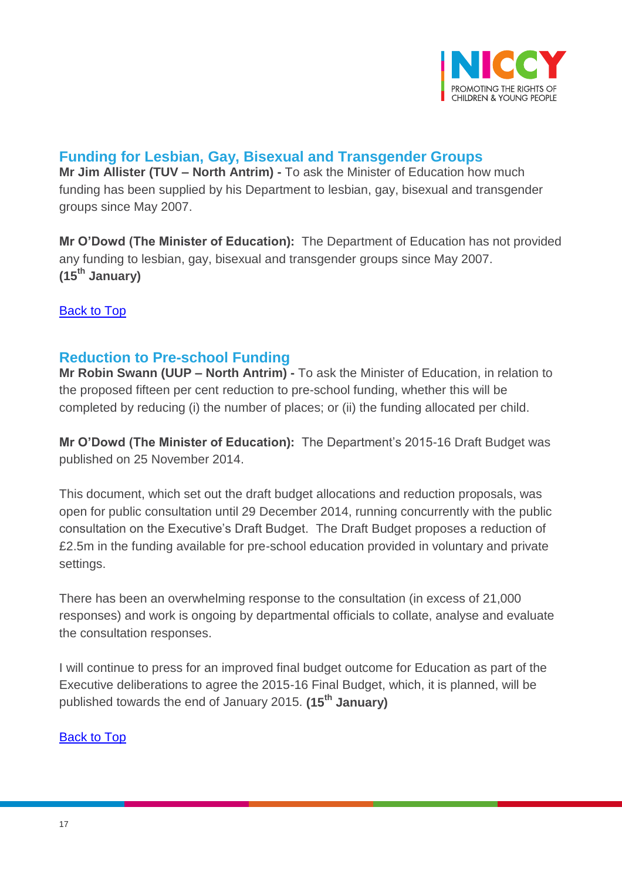## Funding for Lesbian, Gay, Bisexual and Transgender Groups

**Mr Jim Allister (TUV – North Antrim) -** To ask the Minister of Education how much funding has been supplied by his Department to lesbian, gay, bisexual and transgender groups since May 2007.

**Mr O'Dowd (The Minister of Education):** The Department of Education has not provided any funding to lesbian, gay, bisexual and transgender groups since May 2007. **(15th January)**

Back to Top

## Reduction to Pre-school Funding

**Mr Robin Swann (UUP – North Antrim) -** To ask the Minister of Education, in relation to the proposed fifteen per cent reduction to pre-school funding, whether this will be completed by reducing (i) the number of places; or (ii) the funding allocated per child.

**Mr O'Dowd (The Minister of Education):** The Department's 2015-16 Draft Budget was published on 25 November 2014.

This document, which set out the draft budget allocations and reduction proposals, was open for public consultation until 29 December 2014, running concurrently with the public consultation on the Executive's Draft Budget. The Draft Budget proposes a reduction of £2.5m in the funding available for pre-school education provided in voluntary and private settings.

There has been an overwhelming response to the consultation (in excess of 21,000 responses) and work is ongoing by departmental officials to collate, analyse and evaluate the consultation responses.

I will continue to press for an improved final budget outcome for Education as part of the Executive deliberations to agree the 2015-16 Final Budget, which, it is planned, will be published towards the end of January 2015. **(15th January)**

Back to Top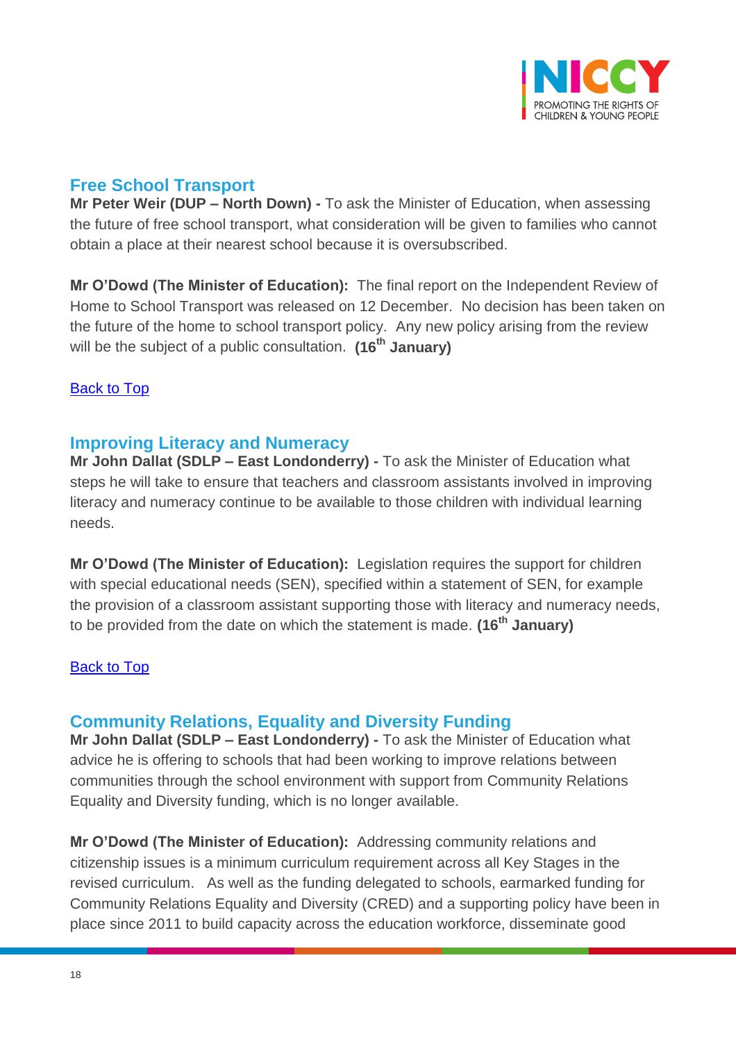## Free School Transport

**Mr Peter Weir (DUP – North Down) -** To ask the Minister of Education, when assessing the future of free school transport, what consideration will be given to families who cannot obtain a place at their nearest school because it is oversubscribed.

**Mr O'Dowd (The Minister of Education):** The final report on the Independent Review of Home to School Transport was released on 12 December. No decision has been taken on the future of the home to school transport policy. Any new policy arising from the review will be the subject of a public consultation. **(16th January)**

Back to Top

## Improving Literacy and Numeracy

**Mr John Dallat (SDLP – East Londonderry) -** To ask the Minister of Education what steps he will take to ensure that teachers and classroom assistants involved in improving literacy and numeracy continue to be available to those children with individual learning needs.

**Mr O'Dowd (The Minister of Education):** Legislation requires the support for children with special educational needs (SEN), specified within a statement of SEN, for example the provision of a classroom assistant supporting those with literacy and numeracy needs, to be provided from the date on which the statement is made. **(16th January)**

Back to Top

## Community Relations, Equality and Diversity Funding

**Mr John Dallat (SDLP – East Londonderry) -** To ask the Minister of Education what advice he is offering to schools that had been working to improve relations between communities through the school environment with support from Community Relations Equality and Diversity funding, which is no longer available.

**Mr O'Dowd (The Minister of Education):** Addressing community relations and citizenship issues is a minimum curriculum requirement across all Key Stages in the revised curriculum. As well as the funding delegated to schools, earmarked funding for Community Relations Equality and Diversity (CRED) and a supporting policy have been in place since 2011 to build capacity across the education workforce, disseminate good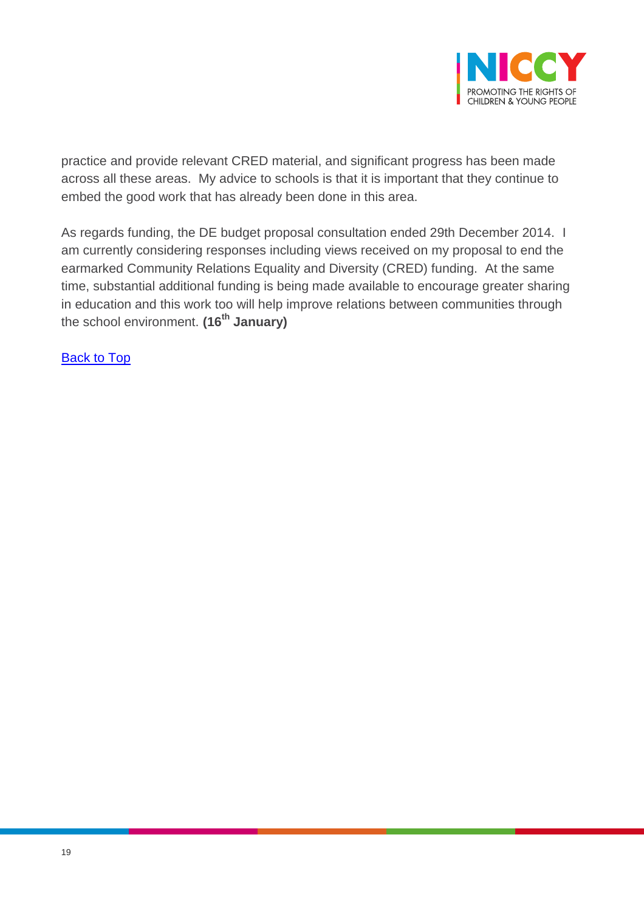practice and provide relevant CRED material, and significant progress has been made across all these areas. My advice to schools is that it is important that they continue to embed the good work that has already been done in this area.

As regards funding, the DE budget proposal consultation ended 29th December 2014. I am currently considering responses including views received on my proposal to end the earmarked Community Relations Equality and Diversity (CRED) funding. At the same time, substantial additional funding is being made available to encourage greater sharing in education and this work too will help improve relations between communities through the school environment. **(16th January)**

Back to Top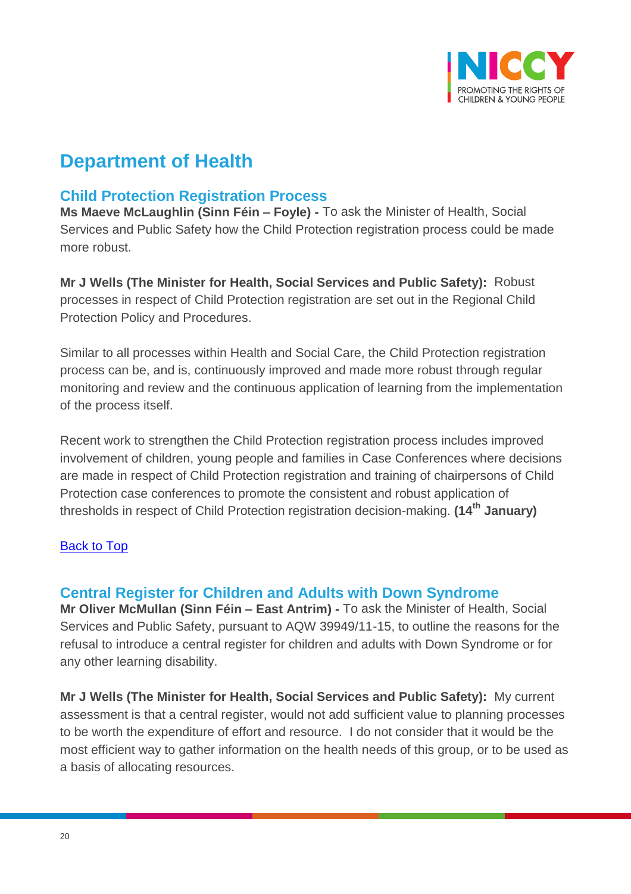# Department of Health

## Child Protection Registration Process

**Ms Maeve McLaughlin (Sinn Féin – Foyle) -** To ask the Minister of Health, Social Services and Public Safety how the Child Protection registration process could be made more robust.

**Mr J Wells (The Minister for Health, Social Services and Public Safety):** Robust processes in respect of Child Protection registration are set out in the Regional Child Protection Policy and Procedures.

Similar to all processes within Health and Social Care, the Child Protection registration process can be, and is, continuously improved and made more robust through regular monitoring and review and the continuous application of learning from the implementation of the process itself.

Recent work to strengthen the Child Protection registration process includes improved involvement of children, young people and families in Case Conferences where decisions are made in respect of Child Protection registration and training of chairpersons of Child Protection case conferences to promote the consistent and robust application of thresholds in respect of Child Protection registration decision-making. **(14th January)**

Back to Top

## Central Register for Children and Adults with Down Syndrome

**Mr Oliver McMullan (Sinn Féin – East Antrim) -** To ask the Minister of Health, Social Services and Public Safety, pursuant to AQW 39949/11-15, to outline the reasons for the refusal to introduce a central register for children and adults with Down Syndrome or for any other learning disability.

**Mr J Wells (The Minister for Health, Social Services and Public Safety):** My current assessment is that a central register, would not add sufficient value to planning processes to be worth the expenditure of effort and resource. I do not consider that it would be the most efficient way to gather information on the health needs of this group, or to be used as a basis of allocating resources.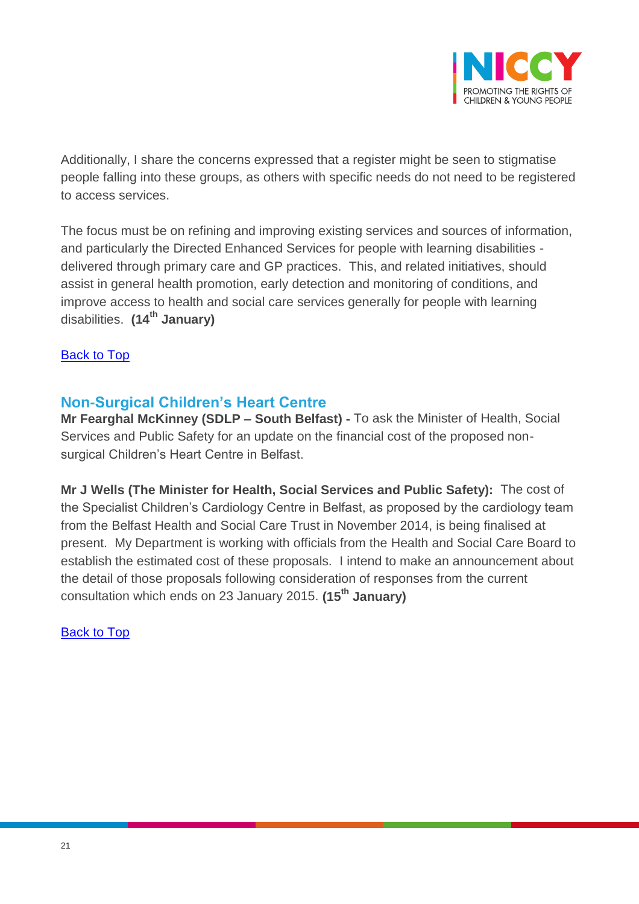Additionally, I share the concerns expressed that a register might be seen to stigmatise people falling into these groups, as others with specific needs do not need to be registered to access services.

The focus must be on refining and improving existing services and sources of information, and particularly the Directed Enhanced Services for people with learning disabilities - delivered through primary care and GP practices. This, and related initiatives, should assist in general health promotion, early detection and monitoring of conditions, and improve access to health and social care services generally for people with learning disabilities. **(14th January)**

Back to Top

## Non-Surgical Children's Heart Centre

**Mr Fearghal McKinney (SDLP – South Belfast) -** To ask the Minister of Health, Social Services and Public Safety for an update on the financial cost of the proposed non-surgical Children's Heart Centre in Belfast.

**Mr J Wells (The Minister for Health, Social Services and Public Safety):** The cost of the Specialist Children's Cardiology Centre in Belfast, as proposed by the cardiology team from the Belfast Health and Social Care Trust in November 2014, is being finalised at present. My Department is working with officials from the Health and Social Care Board to establish the estimated cost of these proposals. I intend to make an announcement about the detail of those proposals following consideration of responses from the current consultation which ends on 23 January 2015. **(15th January)**

Back to Top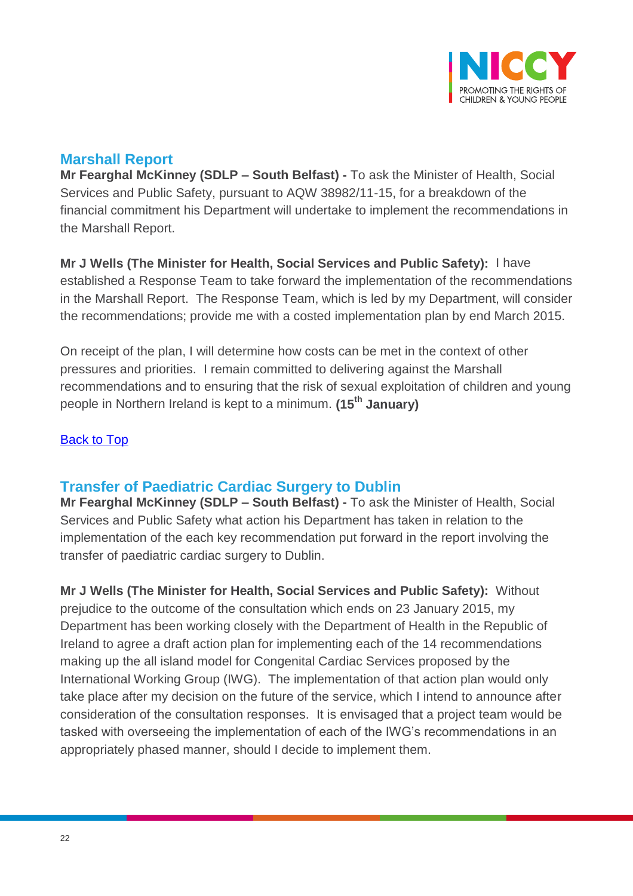## Marshall Report

**Mr Fearghal McKinney (SDLP – South Belfast) -** To ask the Minister of Health, Social Services and Public Safety, pursuant to AQW 38982/11-15, for a breakdown of the financial commitment his Department will undertake to implement the recommendations in the Marshall Report.

**Mr J Wells (The Minister for Health, Social Services and Public Safety):** I have established a Response Team to take forward the implementation of the recommendations in the Marshall Report. The Response Team, which is led by my Department, will consider the recommendations; provide me with a costed implementation plan by end March 2015.

On receipt of the plan, I will determine how costs can be met in the context of other pressures and priorities. I remain committed to delivering against the Marshall recommendations and to ensuring that the risk of sexual exploitation of children and young people in Northern Ireland is kept to a minimum. **(15th January)**

Back to Top

## Transfer of Paediatric Cardiac Surgery to Dublin

**Mr Fearghal McKinney (SDLP – South Belfast) -** To ask the Minister of Health, Social Services and Public Safety what action his Department has taken in relation to the implementation of the each key recommendation put forward in the report involving the transfer of paediatric cardiac surgery to Dublin.

**Mr J Wells (The Minister for Health, Social Services and Public Safety):** Without prejudice to the outcome of the consultation which ends on 23 January 2015, my Department has been working closely with the Department of Health in the Republic of Ireland to agree a draft action plan for implementing each of the 14 recommendations making up the all island model for Congenital Cardiac Services proposed by the International Working Group (IWG). The implementation of that action plan would only take place after my decision on the future of the service, which I intend to announce after consideration of the consultation responses. It is envisaged that a project team would be tasked with overseeing the implementation of each of the IWG's recommendations in an appropriately phased manner, should I decide to implement them.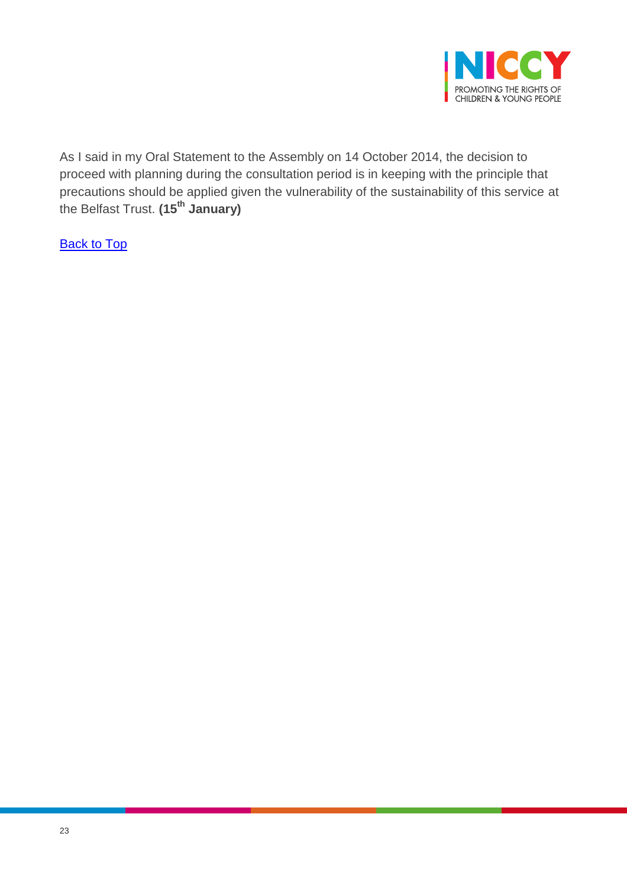As I said in my Oral Statement to the Assembly on 14 October 2014, the decision to proceed with planning during the consultation period is in keeping with the principle that precautions should be applied given the vulnerability of the sustainability of this service at the Belfast Trust. **(15th January)**

Back to Top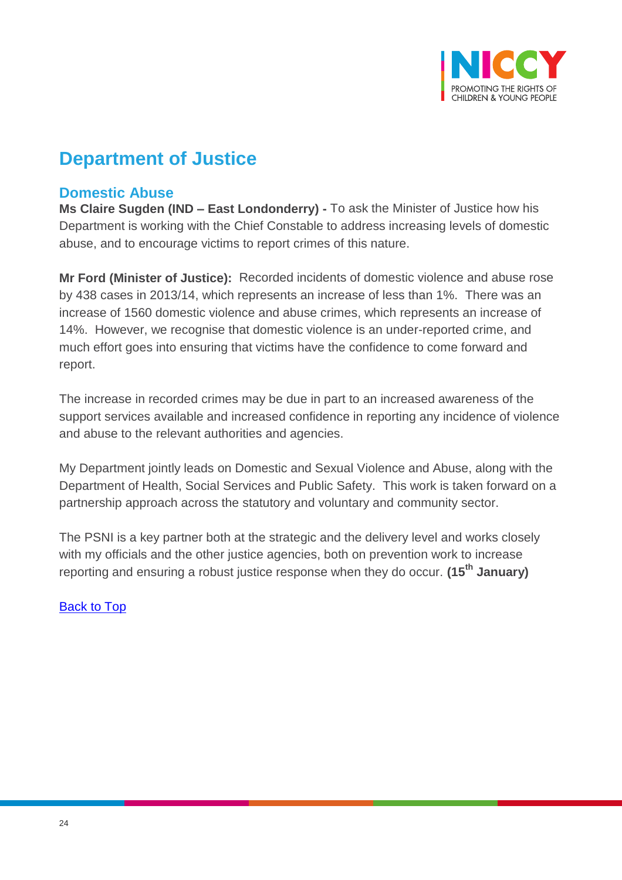# Department of Justice

## Domestic Abuse

**Ms Claire Sugden (IND – East Londonderry) -** To ask the Minister of Justice how his Department is working with the Chief Constable to address increasing levels of domestic abuse, and to encourage victims to report crimes of this nature.

**Mr Ford (Minister of Justice):** Recorded incidents of domestic violence and abuse rose by 438 cases in 2013/14, which represents an increase of less than 1%. There was an increase of 1560 domestic violence and abuse crimes, which represents an increase of 14%. However, we recognise that domestic violence is an under-reported crime, and much effort goes into ensuring that victims have the confidence to come forward and report.

The increase in recorded crimes may be due in part to an increased awareness of the support services available and increased confidence in reporting any incidence of violence and abuse to the relevant authorities and agencies.

My Department jointly leads on Domestic and Sexual Violence and Abuse, along with the Department of Health, Social Services and Public Safety. This work is taken forward on a partnership approach across the statutory and voluntary and community sector.

The PSNI is a key partner both at the strategic and the delivery level and works closely with my officials and the other justice agencies, both on prevention work to increase reporting and ensuring a robust justice response when they do occur. **(15th January)**

Back to Top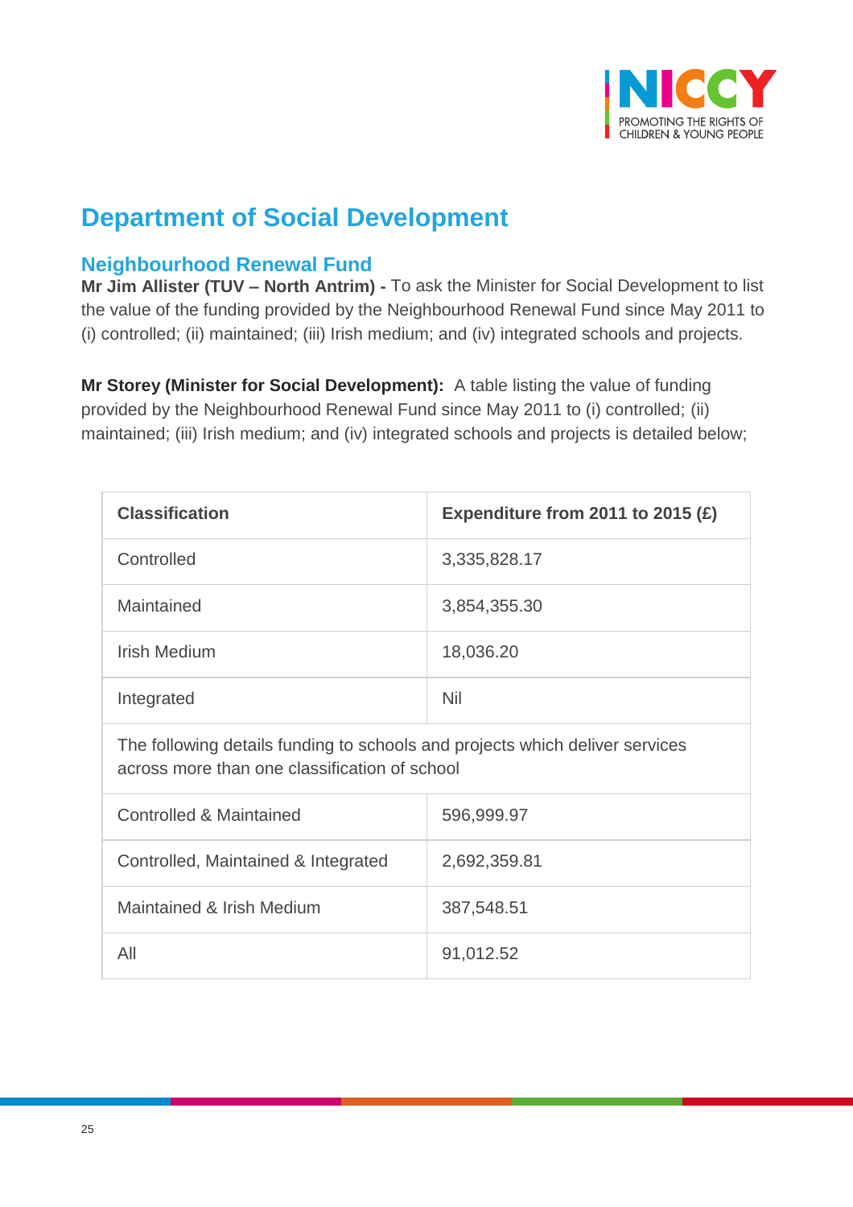## Department of Social Development

### Neighbourhood Renewal Fund

**Mr Jim Allister (TUV – North Antrim) -** To ask the Minister for Social Development to list the value of the funding provided by the Neighbourhood Renewal Fund since May 2011 to (i) controlled; (ii) maintained; (iii) Irish medium; and (iv) integrated schools and projects.

**Mr Storey (Minister for Social Development):** A table listing the value of funding provided by the Neighbourhood Renewal Fund since May 2011 to (i) controlled; (ii) maintained; (iii) Irish medium; and (iv) integrated schools and projects is detailed below;

| Classification | Expenditure from 2011 to 2015 (£) |
|---|---|
| Controlled | 3,335,828.17 |
| Maintained | 3,854,355.30 |
| Irish Medium | 18,036.20 |
| Integrated | Nil |
| The following details funding to schools and projects which deliver services across more than one classification of school | |
| Controlled & Maintained | 596,999.97 |
| Controlled, Maintained & Integrated | 2,692,359.81 |
| Maintained & Irish Medium | 387,548.51 |
| All | 91,012.52 |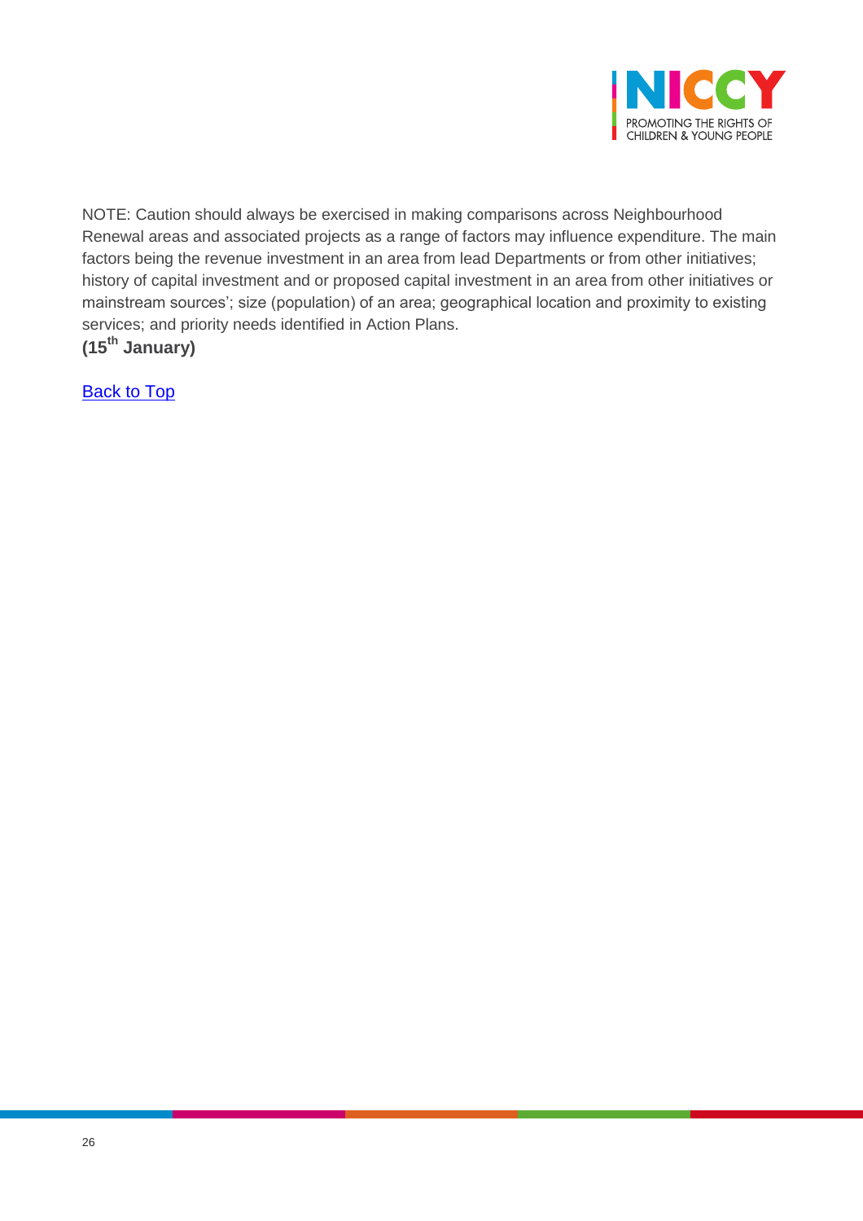NOTE: Caution should always be exercised in making comparisons across Neighbourhood Renewal areas and associated projects as a range of factors may influence expenditure. The main factors being the revenue investment in an area from lead Departments or from other initiatives; history of capital investment and or proposed capital investment in an area from other initiatives or mainstream sources'; size (population) of an area; geographical location and proximity to existing services; and priority needs identified in Action Plans.

**(15th January)**

Back to Top